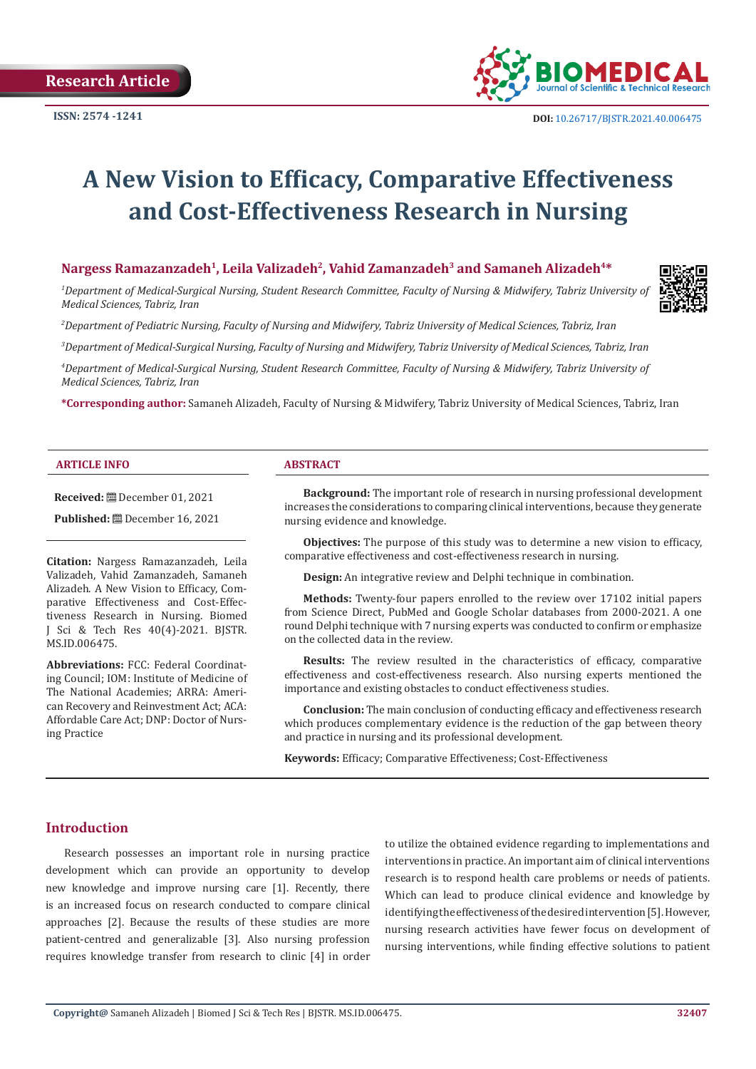Research Article

ISSN: 2574 -1241

DOI: 10.26717/BJSTR.2021.40.006475

# A New Vision to Efficacy, Comparative Effectiveness and Cost-Effectiveness Research in Nursing

**Nargess Ramazanzadeh[1], Leila Valizadeh[2], Vahid Zamanzadeh[3] and Samaneh Alizadeh[4]***

[1]*Department of Medical-Surgical Nursing, Student Research Committee, Faculty of Nursing & Midwifery, Tabriz University of Medical Sciences, Tabriz, Iran*

[2]*Department of Pediatric Nursing, Faculty of Nursing and Midwifery, Tabriz University of Medical Sciences, Tabriz, Iran*

[3]*Department of Medical-Surgical Nursing, Faculty of Nursing and Midwifery, Tabriz University of Medical Sciences, Tabriz, Iran*

[4]*Department of Medical-Surgical Nursing, Student Research Committee, Faculty of Nursing & Midwifery, Tabriz University of Medical Sciences, Tabriz, Iran*

***Corresponding author:** Samaneh Alizadeh, Faculty of Nursing & Midwifery, Tabriz University of Medical Sciences, Tabriz, Iran

## ARTICLE INFO

**Received:** December 01, 2021

**Published:** December 16, 2021

**Citation:** Nargess Ramazanzadeh, Leila Valizadeh, Vahid Zamanzadeh, Samaneh Alizadeh. A New Vision to Efficacy, Comparative Effectiveness and Cost-Effectiveness Research in Nursing. Biomed J Sci & Tech Res 40(4)-2021. BJSTR. MS.ID.006475.

**Abbreviations:** FCC: Federal Coordinating Council; IOM: Institute of Medicine of The National Academies; ARRA: American Recovery and Reinvestment Act; ACA: Affordable Care Act; DNP: Doctor of Nursing Practice

## ABSTRACT

**Background:** The important role of research in nursing professional development increases the considerations to comparing clinical interventions, because they generate nursing evidence and knowledge.

**Objectives:** The purpose of this study was to determine a new vision to efficacy, comparative effectiveness and cost-effectiveness research in nursing.

**Design:** An integrative review and Delphi technique in combination.

**Methods:** Twenty-four papers enrolled to the review over 17102 initial papers from Science Direct, PubMed and Google Scholar databases from 2000-2021. A one round Delphi technique with 7 nursing experts was conducted to confirm or emphasize on the collected data in the review.

**Results:** The review resulted in the characteristics of efficacy, comparative effectiveness and cost-effectiveness research. Also nursing experts mentioned the importance and existing obstacles to conduct effectiveness studies.

**Conclusion:** The main conclusion of conducting efficacy and effectiveness research which produces complementary evidence is the reduction of the gap between theory and practice in nursing and its professional development.

**Keywords:** Efficacy; Comparative Effectiveness; Cost-Effectiveness

## Introduction

Research possesses an important role in nursing practice development which can provide an opportunity to develop new knowledge and improve nursing care [1]. Recently, there is an increased focus on research conducted to compare clinical approaches [2]. Because the results of these studies are more patient-centred and generalizable [3]. Also nursing profession requires knowledge transfer from research to clinic [4] in order to utilize the obtained evidence regarding to implementations and interventions in practice. An important aim of clinical interventions research is to respond health care problems or needs of patients. Which can lead to produce clinical evidence and knowledge by identifying the effectiveness of the desired intervention [5]. However, nursing research activities have fewer focus on development of nursing interventions, while finding effective solutions to patient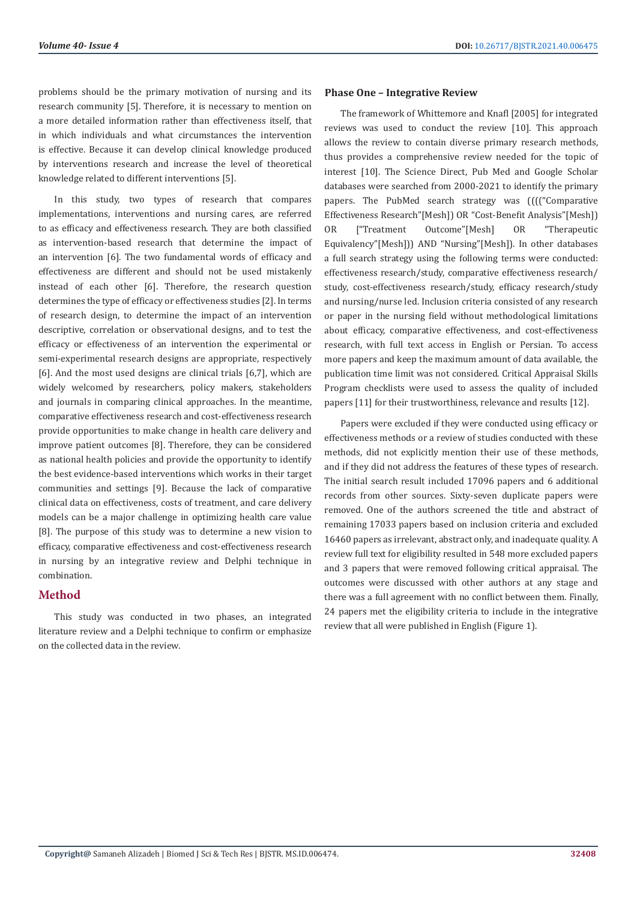problems should be the primary motivation of nursing and its research community [5]. Therefore, it is necessary to mention on a more detailed information rather than effectiveness itself, that in which individuals and what circumstances the intervention is effective. Because it can develop clinical knowledge produced by interventions research and increase the level of theoretical knowledge related to different interventions [5].

In this study, two types of research that compares implementations, interventions and nursing cares, are referred to as efficacy and effectiveness research. They are both classified as intervention-based research that determine the impact of an intervention [6]. The two fundamental words of efficacy and effectiveness are different and should not be used mistakenly instead of each other [6]. Therefore, the research question determines the type of efficacy or effectiveness studies [2]. In terms of research design, to determine the impact of an intervention descriptive, correlation or observational designs, and to test the efficacy or effectiveness of an intervention the experimental or semi-experimental research designs are appropriate, respectively [6]. And the most used designs are clinical trials [6,7], which are widely welcomed by researchers, policy makers, stakeholders and journals in comparing clinical approaches. In the meantime, comparative effectiveness research and cost-effectiveness research provide opportunities to make change in health care delivery and improve patient outcomes [8]. Therefore, they can be considered as national health policies and provide the opportunity to identify the best evidence-based interventions which works in their target communities and settings [9]. Because the lack of comparative clinical data on effectiveness, costs of treatment, and care delivery models can be a major challenge in optimizing health care value [8]. The purpose of this study was to determine a new vision to efficacy, comparative effectiveness and cost-effectiveness research in nursing by an integrative review and Delphi technique in combination.

## Method

This study was conducted in two phases, an integrated literature review and a Delphi technique to confirm or emphasize on the collected data in the review.

### Phase One – Integrative Review

The framework of Whittemore and Knafl [2005] for integrated reviews was used to conduct the review [10]. This approach allows the review to contain diverse primary research methods, thus provides a comprehensive review needed for the topic of interest [10]. The Science Direct, Pub Med and Google Scholar databases were searched from 2000-2021 to identify the primary papers. The PubMed search strategy was (((("Comparative Effectiveness Research"[Mesh]) OR "Cost-Benefit Analysis"[Mesh]) OR ["Treatment Outcome"[Mesh] OR "Therapeutic Equivalency"[Mesh]]) AND "Nursing"[Mesh]). In other databases a full search strategy using the following terms were conducted: effectiveness research/study, comparative effectiveness research/study, cost-effectiveness research/study, efficacy research/study and nursing/nurse led. Inclusion criteria consisted of any research or paper in the nursing field without methodological limitations about efficacy, comparative effectiveness, and cost-effectiveness research, with full text access in English or Persian. To access more papers and keep the maximum amount of data available, the publication time limit was not considered. Critical Appraisal Skills Program checklists were used to assess the quality of included papers [11] for their trustworthiness, relevance and results [12].

Papers were excluded if they were conducted using efficacy or effectiveness methods or a review of studies conducted with these methods, did not explicitly mention their use of these methods, and if they did not address the features of these types of research. The initial search result included 17096 papers and 6 additional records from other sources. Sixty-seven duplicate papers were removed. One of the authors screened the title and abstract of remaining 17033 papers based on inclusion criteria and excluded 16460 papers as irrelevant, abstract only, and inadequate quality. A review full text for eligibility resulted in 548 more excluded papers and 3 papers that were removed following critical appraisal. The outcomes were discussed with other authors at any stage and there was a full agreement with no conflict between them. Finally, 24 papers met the eligibility criteria to include in the integrative review that all were published in English (Figure 1).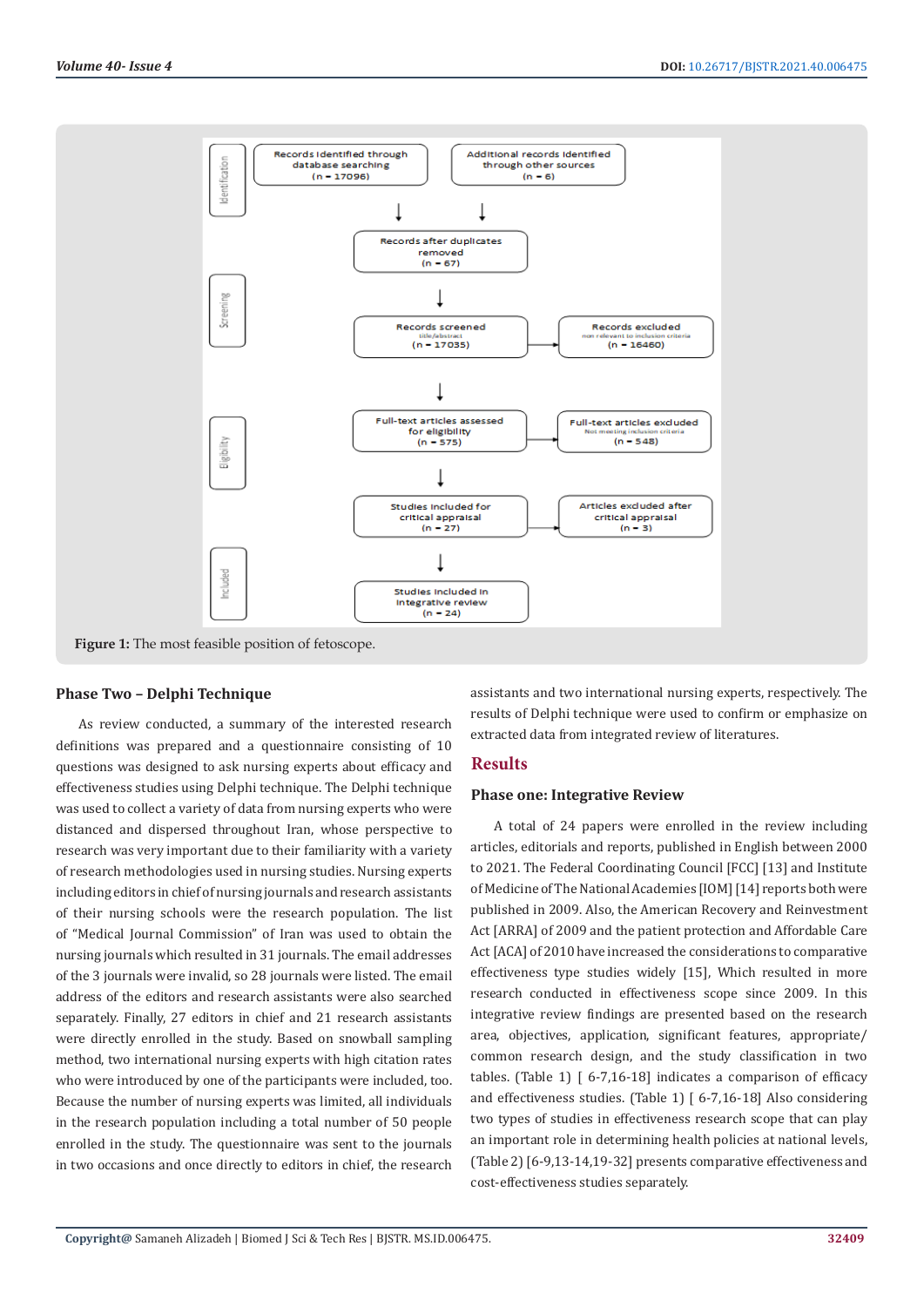Identification

Records identified through database searching (n = 17096)

Additional records identified through other sources (n = 6)

Records after duplicates removed (n = 67)

Screening

Records screened title/abstract (n = 17035)

Records excluded non relevant to inclusion criteria (n = 16460)

Eligibility

Full-text articles assessed for eligibility (n = 575)

Full-text articles excluded Not meeting inclusion criteria (n = 548)

Studies included for critical appraisal (n = 27)

Articles excluded after critical appraisal (n = 3)

Included

Studies included in integrative review (n = 24)

**Figure 1:** The most feasible position of fetoscope.

### Phase Two – Delphi Technique

As review conducted, a summary of the interested research definitions was prepared and a questionnaire consisting of 10 questions was designed to ask nursing experts about efficacy and effectiveness studies using Delphi technique. The Delphi technique was used to collect a variety of data from nursing experts who were distanced and dispersed throughout Iran, whose perspective to research was very important due to their familiarity with a variety of research methodologies used in nursing studies. Nursing experts including editors in chief of nursing journals and research assistants of their nursing schools were the research population. The list of "Medical Journal Commission" of Iran was used to obtain the nursing journals which resulted in 31 journals. The email addresses of the 3 journals were invalid, so 28 journals were listed. The email address of the editors and research assistants were also searched separately. Finally, 27 editors in chief and 21 research assistants were directly enrolled in the study. Based on snowball sampling method, two international nursing experts with high citation rates who were introduced by one of the participants were included, too. Because the number of nursing experts was limited, all individuals in the research population including a total number of 50 people enrolled in the study. The questionnaire was sent to the journals in two occasions and once directly to editors in chief, the research assistants and two international nursing experts, respectively. The results of Delphi technique were used to confirm or emphasize on extracted data from integrated review of literatures.

## Results

### Phase one: Integrative Review

A total of 24 papers were enrolled in the review including articles, editorials and reports, published in English between 2000 to 2021. The Federal Coordinating Council [FCC] [13] and Institute of Medicine of The National Academies [IOM] [14] reports both were published in 2009. Also, the American Recovery and Reinvestment Act [ARRA] of 2009 and the patient protection and Affordable Care Act [ACA] of 2010 have increased the considerations to comparative effectiveness type studies widely [15], Which resulted in more research conducted in effectiveness scope since 2009. In this integrative review findings are presented based on the research area, objectives, application, significant features, appropriate/common research design, and the study classification in two tables. (Table 1) [ 6-7,16-18] indicates a comparison of efficacy and effectiveness studies. (Table 1) [ 6-7,16-18] Also considering two types of studies in effectiveness research scope that can play an important role in determining health policies at national levels, (Table 2) [6-9,13-14,19-32] presents comparative effectiveness and cost-effectiveness studies separately.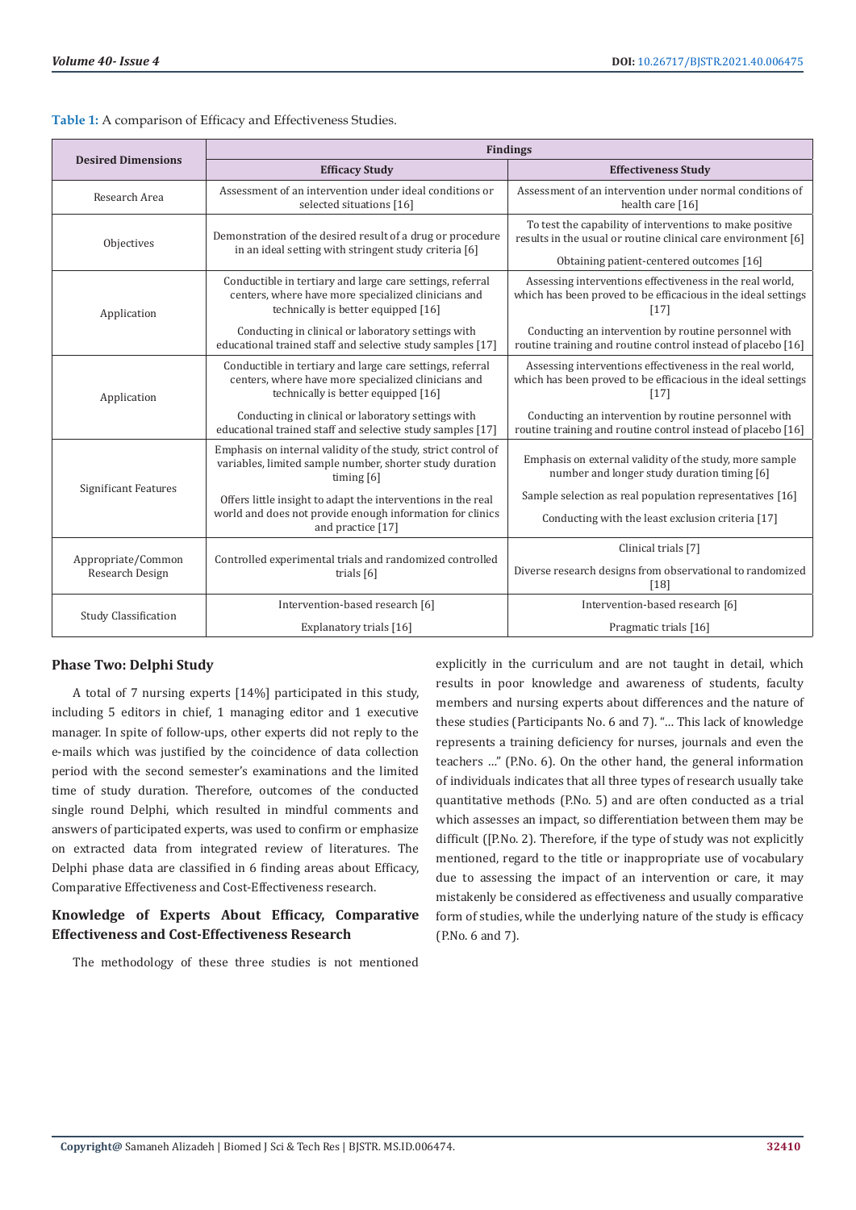**Table 1:** A comparison of Efficacy and Effectiveness Studies.

| Desired Dimensions | Findings | |
|---|---|---|
| | **Efficacy Study** | **Effectiveness Study** |
| Research Area | Assessment of an intervention under ideal conditions or selected situations [16] | Assessment of an intervention under normal conditions of health care [16] |
| Objectives | Demonstration of the desired result of a drug or procedure in an ideal setting with stringent study criteria [6] | To test the capability of interventions to make positive results in the usual or routine clinical care environment [6] Obtaining patient-centered outcomes [16] |
| Application | Conductible in tertiary and large care settings, referral centers, where have more specialized clinicians and technically is better equipped [16] Conducting in clinical or laboratory settings with educational trained staff and selective study samples [17] | Assessing interventions effectiveness in the real world, which has been proved to be efficacious in the ideal settings [17] Conducting an intervention by routine personnel with routine training and routine control instead of placebo [16] |
| Application | Conductible in tertiary and large care settings, referral centers, where have more specialized clinicians and technically is better equipped [16] Conducting in clinical or laboratory settings with educational trained staff and selective study samples [17] | Assessing interventions effectiveness in the real world, which has been proved to be efficacious in the ideal settings [17] Conducting an intervention by routine personnel with routine training and routine control instead of placebo [16] |
| Significant Features | Emphasis on internal validity of the study, strict control of variables, limited sample number, shorter study duration timing [6] Offers little insight to adapt the interventions in the real world and does not provide enough information for clinics and practice [17] | Emphasis on external validity of the study, more sample number and longer study duration timing [6] Sample selection as real population representatives [16] Conducting with the least exclusion criteria [17] |
| Appropriate/Common Research Design | Controlled experimental trials and randomized controlled trials [6] | Clinical trials [7] Diverse research designs from observational to randomized [18] |
| Study Classification | Intervention-based research [6] Explanatory trials [16] | Intervention-based research [6] Pragmatic trials [16] |

## Phase Two: Delphi Study

A total of 7 nursing experts [14%] participated in this study, including 5 editors in chief, 1 managing editor and 1 executive manager. In spite of follow-ups, other experts did not reply to the e-mails which was justified by the coincidence of data collection period with the second semester's examinations and the limited time of study duration. Therefore, outcomes of the conducted single round Delphi, which resulted in mindful comments and answers of participated experts, was used to confirm or emphasize on extracted data from integrated review of literatures. The Delphi phase data are classified in 6 finding areas about Efficacy, Comparative Effectiveness and Cost-Effectiveness research.

## Knowledge of Experts About Efficacy, Comparative Effectiveness and Cost-Effectiveness Research

The methodology of these three studies is not mentioned explicitly in the curriculum and are not taught in detail, which results in poor knowledge and awareness of students, faculty members and nursing experts about differences and the nature of these studies (Participants No. 6 and 7). "… This lack of knowledge represents a training deficiency for nurses, journals and even the teachers …" (P.No. 6). On the other hand, the general information of individuals indicates that all three types of research usually take quantitative methods (P.No. 5) and are often conducted as a trial which assesses an impact, so differentiation between them may be difficult ([P.No. 2). Therefore, if the type of study was not explicitly mentioned, regard to the title or inappropriate use of vocabulary due to assessing the impact of an intervention or care, it may mistakenly be considered as effectiveness and usually comparative form of studies, while the underlying nature of the study is efficacy (P.No. 6 and 7).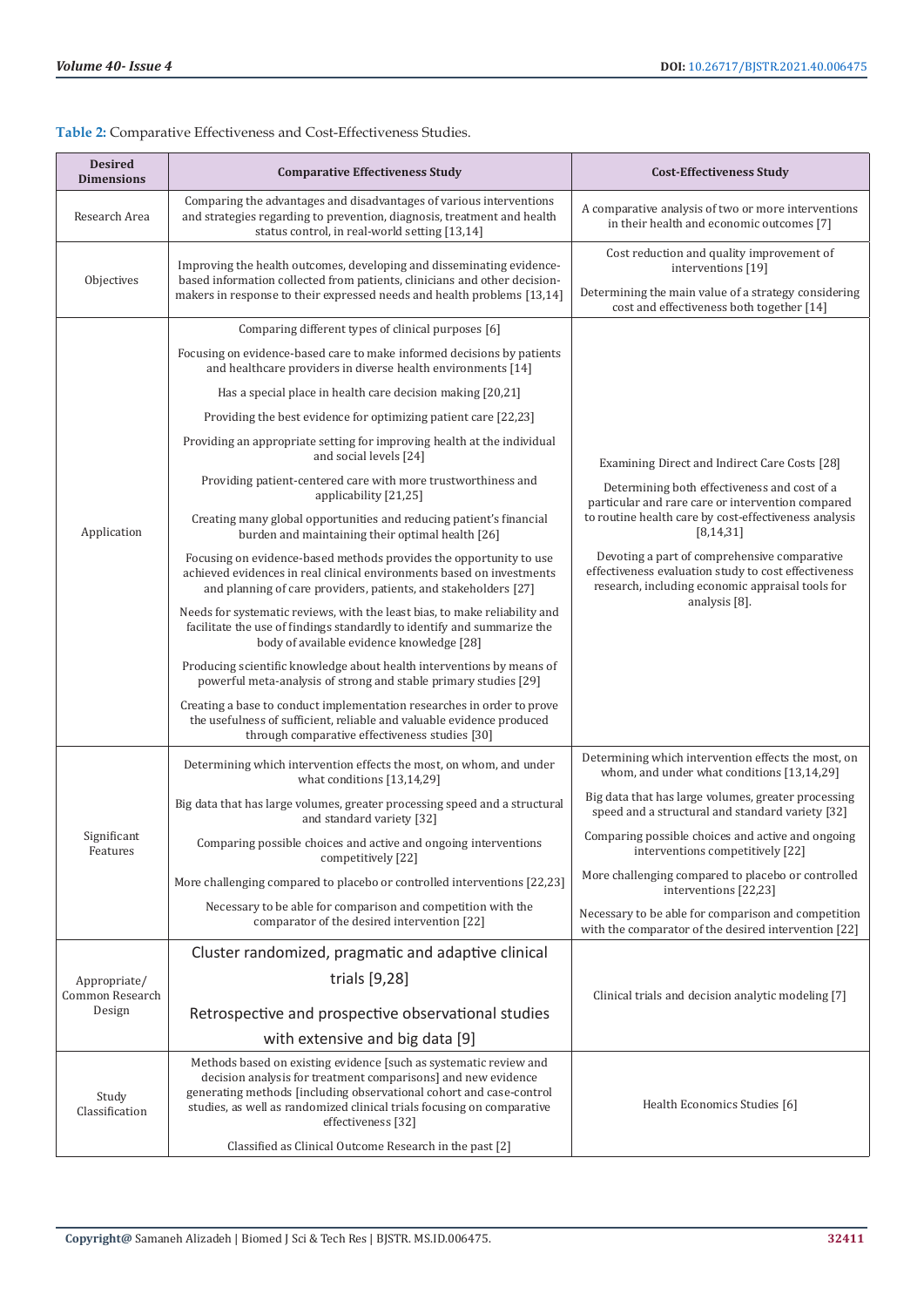**Table 2:** Comparative Effectiveness and Cost-Effectiveness Studies.

| Desired Dimensions | Comparative Effectiveness Study | Cost-Effectiveness Study |
|---|---|---|
| Research Area | Comparing the advantages and disadvantages of various interventions and strategies regarding to prevention, diagnosis, treatment and health status control, in real-world setting [13,14] | A comparative analysis of two or more interventions in their health and economic outcomes [7] |
| Objectives | Improving the health outcomes, developing and disseminating evidence-based information collected from patients, clinicians and other decision-makers in response to their expressed needs and health problems [13,14] | Cost reduction and quality improvement of interventions [19]<br>Determining the main value of a strategy considering cost and effectiveness both together [14] |
| Application | Comparing different types of clinical purposes [6]<br>Focusing on evidence-based care to make informed decisions by patients and healthcare providers in diverse health environments [14]<br>Has a special place in health care decision making [20,21]<br>Providing the best evidence for optimizing patient care [22,23]<br>Providing an appropriate setting for improving health at the individual and social levels [24]<br>Providing patient-centered care with more trustworthiness and applicability [21,25]<br>Creating many global opportunities and reducing patient's financial burden and maintaining their optimal health [26]<br>Focusing on evidence-based methods provides the opportunity to use achieved evidences in real clinical environments based on investments and planning of care providers, patients, and stakeholders [27]<br>Needs for systematic reviews, with the least bias, to make reliability and facilitate the use of findings standardly to identify and summarize the body of available evidence knowledge [28]<br>Producing scientific knowledge about health interventions by means of powerful meta-analysis of strong and stable primary studies [29]<br>Creating a base to conduct implementation researches in order to prove the usefulness of sufficient, reliable and valuable evidence produced through comparative effectiveness studies [30] | Examining Direct and Indirect Care Costs [28]<br>Determining both effectiveness and cost of a particular and rare care or intervention compared to routine health care by cost-effectiveness analysis [8,14,31]<br>Devoting a part of comprehensive comparative effectiveness evaluation study to cost effectiveness research, including economic appraisal tools for analysis [8]. |
| Significant Features | Determining which intervention effects the most, on whom, and under what conditions [13,14,29]<br>Big data that has large volumes, greater processing speed and a structural and standard variety [32]<br>Comparing possible choices and active and ongoing interventions competitively [22]<br>More challenging compared to placebo or controlled interventions [22,23]<br>Necessary to be able for comparison and competition with the comparator of the desired intervention [22] | Determining which intervention effects the most, on whom, and under what conditions [13,14,29]<br>Big data that has large volumes, greater processing speed and a structural and standard variety [32]<br>Comparing possible choices and active and ongoing interventions competitively [22]<br>More challenging compared to placebo or controlled interventions [22,23]<br>Necessary to be able for comparison and competition with the comparator of the desired intervention [22] |
| Appropriate/ Common Research Design | Cluster randomized, pragmatic and adaptive clinical trials [9,28]<br>Retrospective and prospective observational studies with extensive and big data [9] | Clinical trials and decision analytic modeling [7] |
| Study Classification | Methods based on existing evidence [such as systematic review and decision analysis for treatment comparisons] and new evidence generating methods [including observational cohort and case-control studies, as well as randomized clinical trials focusing on comparative effectiveness [32]<br>Classified as Clinical Outcome Research in the past [2] | Health Economics Studies [6] |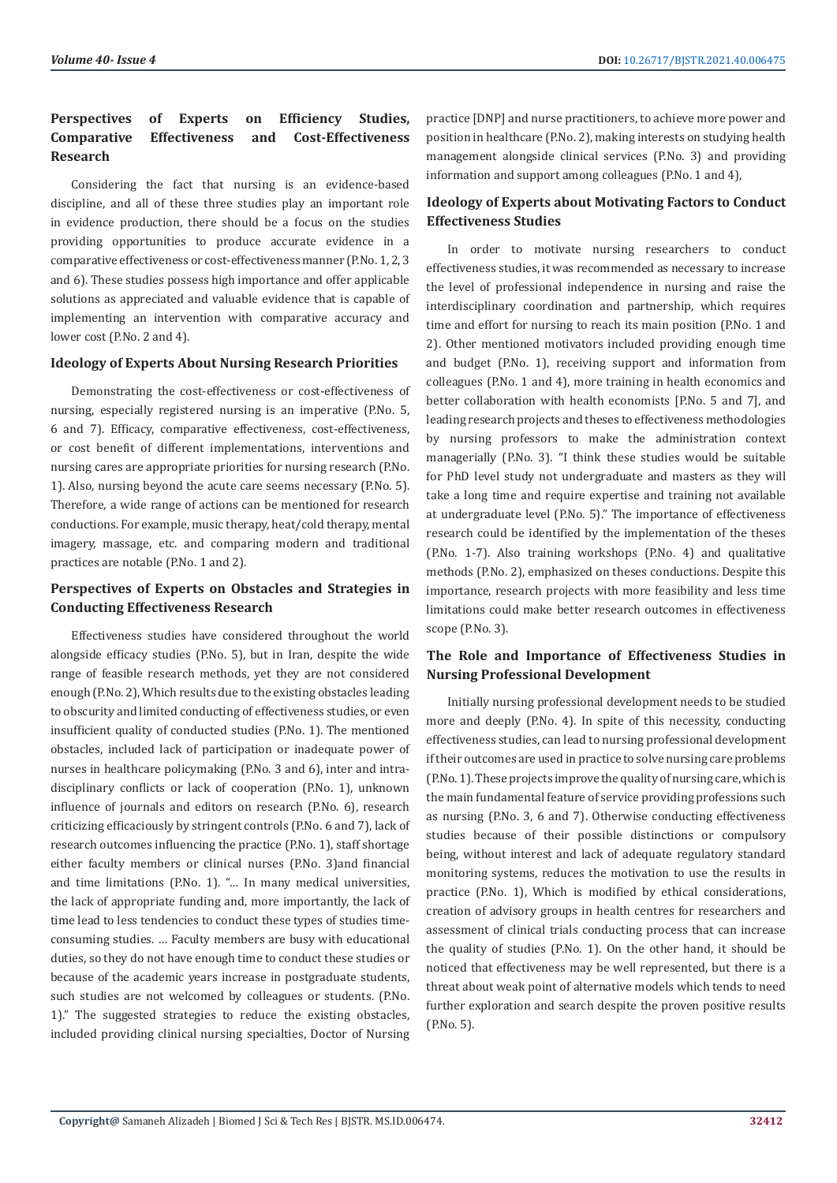### Perspectives of Experts on Efficiency Studies, Comparative Effectiveness and Cost-Effectiveness Research

Considering the fact that nursing is an evidence-based discipline, and all of these three studies play an important role in evidence production, there should be a focus on the studies providing opportunities to produce accurate evidence in a comparative effectiveness or cost-effectiveness manner (P.No. 1, 2, 3 and 6). These studies possess high importance and offer applicable solutions as appreciated and valuable evidence that is capable of implementing an intervention with comparative accuracy and lower cost (P.No. 2 and 4).

### Ideology of Experts About Nursing Research Priorities

Demonstrating the cost-effectiveness or cost-effectiveness of nursing, especially registered nursing is an imperative (P.No. 5, 6 and 7). Efficacy, comparative effectiveness, cost-effectiveness, or cost benefit of different implementations, interventions and nursing cares are appropriate priorities for nursing research (P.No. 1). Also, nursing beyond the acute care seems necessary (P.No. 5). Therefore, a wide range of actions can be mentioned for research conductions. For example, music therapy, heat/cold therapy, mental imagery, massage, etc. and comparing modern and traditional practices are notable (P.No. 1 and 2).

### Perspectives of Experts on Obstacles and Strategies in Conducting Effectiveness Research

Effectiveness studies have considered throughout the world alongside efficacy studies (P.No. 5), but in Iran, despite the wide range of feasible research methods, yet they are not considered enough (P.No. 2), Which results due to the existing obstacles leading to obscurity and limited conducting of effectiveness studies, or even insufficient quality of conducted studies (P.No. 1). The mentioned obstacles, included lack of participation or inadequate power of nurses in healthcare policymaking (P.No. 3 and 6), inter and intra-disciplinary conflicts or lack of cooperation (P.No. 1), unknown influence of journals and editors on research (P.No. 6), research criticizing efficaciously by stringent controls (P.No. 6 and 7), lack of research outcomes influencing the practice (P.No. 1), staff shortage either faculty members or clinical nurses (P.No. 3)and financial and time limitations (P.No. 1). "… In many medical universities, the lack of appropriate funding and, more importantly, the lack of time lead to less tendencies to conduct these types of studies time-consuming studies. … Faculty members are busy with educational duties, so they do not have enough time to conduct these studies or because of the academic years increase in postgraduate students, such studies are not welcomed by colleagues or students. (P.No. 1)." The suggested strategies to reduce the existing obstacles, included providing clinical nursing specialties, Doctor of Nursing practice [DNP] and nurse practitioners, to achieve more power and position in healthcare (P.No. 2), making interests on studying health management alongside clinical services (P.No. 3) and providing information and support among colleagues (P.No. 1 and 4),

### Ideology of Experts about Motivating Factors to Conduct Effectiveness Studies

In order to motivate nursing researchers to conduct effectiveness studies, it was recommended as necessary to increase the level of professional independence in nursing and raise the interdisciplinary coordination and partnership, which requires time and effort for nursing to reach its main position (P.No. 1 and 2). Other mentioned motivators included providing enough time and budget (P.No. 1), receiving support and information from colleagues (P.No. 1 and 4), more training in health economics and better collaboration with health economists [P.No. 5 and 7], and leading research projects and theses to effectiveness methodologies by nursing professors to make the administration context managerially (P.No. 3). "I think these studies would be suitable for PhD level study not undergraduate and masters as they will take a long time and require expertise and training not available at undergraduate level (P.No. 5)." The importance of effectiveness research could be identified by the implementation of the theses (P.No. 1-7). Also training workshops (P.No. 4) and qualitative methods (P.No. 2), emphasized on theses conductions. Despite this importance, research projects with more feasibility and less time limitations could make better research outcomes in effectiveness scope (P.No. 3).

### The Role and Importance of Effectiveness Studies in Nursing Professional Development

Initially nursing professional development needs to be studied more and deeply (P.No. 4). In spite of this necessity, conducting effectiveness studies, can lead to nursing professional development if their outcomes are used in practice to solve nursing care problems (P.No. 1). These projects improve the quality of nursing care, which is the main fundamental feature of service providing professions such as nursing (P.No. 3, 6 and 7). Otherwise conducting effectiveness studies because of their possible distinctions or compulsory being, without interest and lack of adequate regulatory standard monitoring systems, reduces the motivation to use the results in practice (P.No. 1), Which is modified by ethical considerations, creation of advisory groups in health centres for researchers and assessment of clinical trials conducting process that can increase the quality of studies (P.No. 1). On the other hand, it should be noticed that effectiveness may be well represented, but there is a threat about weak point of alternative models which tends to need further exploration and search despite the proven positive results (P.No. 5).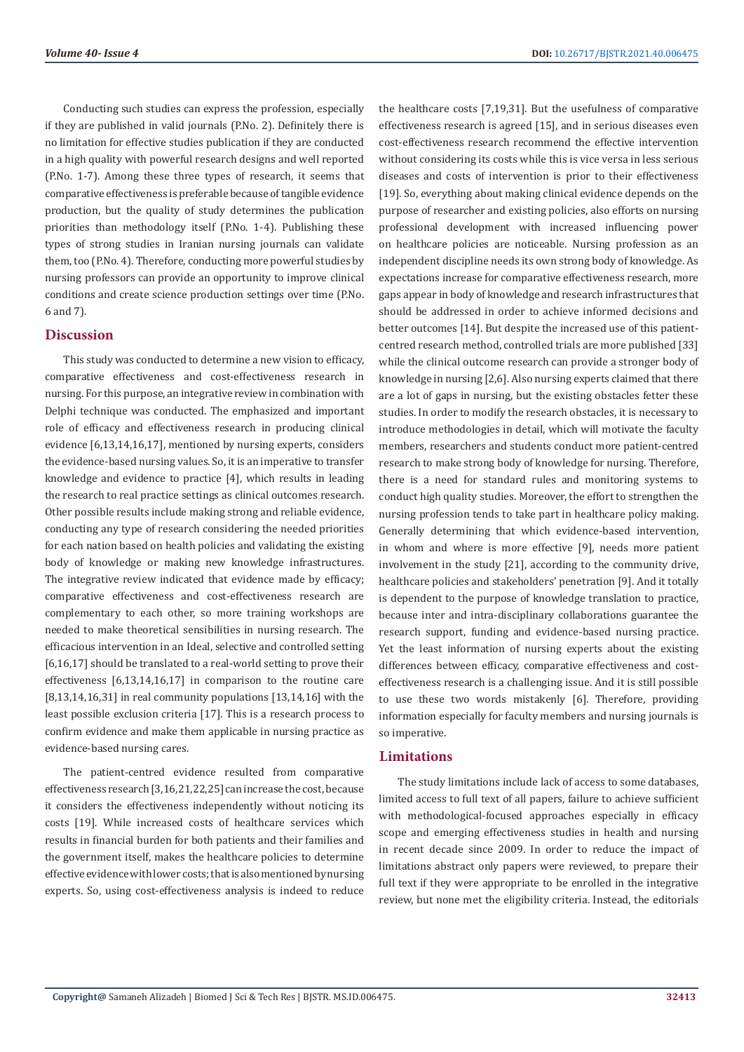Conducting such studies can express the profession, especially if they are published in valid journals (P.No. 2). Definitely there is no limitation for effective studies publication if they are conducted in a high quality with powerful research designs and well reported (P.No. 1-7). Among these three types of research, it seems that comparative effectiveness is preferable because of tangible evidence production, but the quality of study determines the publication priorities than methodology itself (P.No. 1-4). Publishing these types of strong studies in Iranian nursing journals can validate them, too (P.No. 4). Therefore, conducting more powerful studies by nursing professors can provide an opportunity to improve clinical conditions and create science production settings over time (P.No. 6 and 7).

## Discussion

This study was conducted to determine a new vision to efficacy, comparative effectiveness and cost-effectiveness research in nursing. For this purpose, an integrative review in combination with Delphi technique was conducted. The emphasized and important role of efficacy and effectiveness research in producing clinical evidence [6,13,14,16,17], mentioned by nursing experts, considers the evidence-based nursing values. So, it is an imperative to transfer knowledge and evidence to practice [4], which results in leading the research to real practice settings as clinical outcomes research. Other possible results include making strong and reliable evidence, conducting any type of research considering the needed priorities for each nation based on health policies and validating the existing body of knowledge or making new knowledge infrastructures. The integrative review indicated that evidence made by efficacy; comparative effectiveness and cost-effectiveness research are complementary to each other, so more training workshops are needed to make theoretical sensibilities in nursing research. The efficacious intervention in an Ideal, selective and controlled setting [6,16,17] should be translated to a real-world setting to prove their effectiveness [6,13,14,16,17] in comparison to the routine care [8,13,14,16,31] in real community populations [13,14,16] with the least possible exclusion criteria [17]. This is a research process to confirm evidence and make them applicable in nursing practice as evidence-based nursing cares.

The patient-centred evidence resulted from comparative effectiveness research [3,16,21,22,25] can increase the cost, because it considers the effectiveness independently without noticing its costs [19]. While increased costs of healthcare services which results in financial burden for both patients and their families and the government itself, makes the healthcare policies to determine effective evidence with lower costs; that is also mentioned by nursing experts. So, using cost-effectiveness analysis is indeed to reduce the healthcare costs [7,19,31]. But the usefulness of comparative effectiveness research is agreed [15], and in serious diseases even cost-effectiveness research recommend the effective intervention without considering its costs while this is vice versa in less serious diseases and costs of intervention is prior to their effectiveness [19]. So, everything about making clinical evidence depends on the purpose of researcher and existing policies, also efforts on nursing professional development with increased influencing power on healthcare policies are noticeable. Nursing profession as an independent discipline needs its own strong body of knowledge. As expectations increase for comparative effectiveness research, more gaps appear in body of knowledge and research infrastructures that should be addressed in order to achieve informed decisions and better outcomes [14]. But despite the increased use of this patient-centred research method, controlled trials are more published [33] while the clinical outcome research can provide a stronger body of knowledge in nursing [2,6]. Also nursing experts claimed that there are a lot of gaps in nursing, but the existing obstacles fetter these studies. In order to modify the research obstacles, it is necessary to introduce methodologies in detail, which will motivate the faculty members, researchers and students conduct more patient-centred research to make strong body of knowledge for nursing. Therefore, there is a need for standard rules and monitoring systems to conduct high quality studies. Moreover, the effort to strengthen the nursing profession tends to take part in healthcare policy making. Generally determining that which evidence-based intervention, in whom and where is more effective [9], needs more patient involvement in the study [21], according to the community drive, healthcare policies and stakeholders' penetration [9]. And it totally is dependent to the purpose of knowledge translation to practice, because inter and intra-disciplinary collaborations guarantee the research support, funding and evidence-based nursing practice. Yet the least information of nursing experts about the existing differences between efficacy, comparative effectiveness and cost-effectiveness research is a challenging issue. And it is still possible to use these two words mistakenly [6]. Therefore, providing information especially for faculty members and nursing journals is so imperative.

## Limitations

The study limitations include lack of access to some databases, limited access to full text of all papers, failure to achieve sufficient with methodological-focused approaches especially in efficacy scope and emerging effectiveness studies in health and nursing in recent decade since 2009. In order to reduce the impact of limitations abstract only papers were reviewed, to prepare their full text if they were appropriate to be enrolled in the integrative review, but none met the eligibility criteria. Instead, the editorials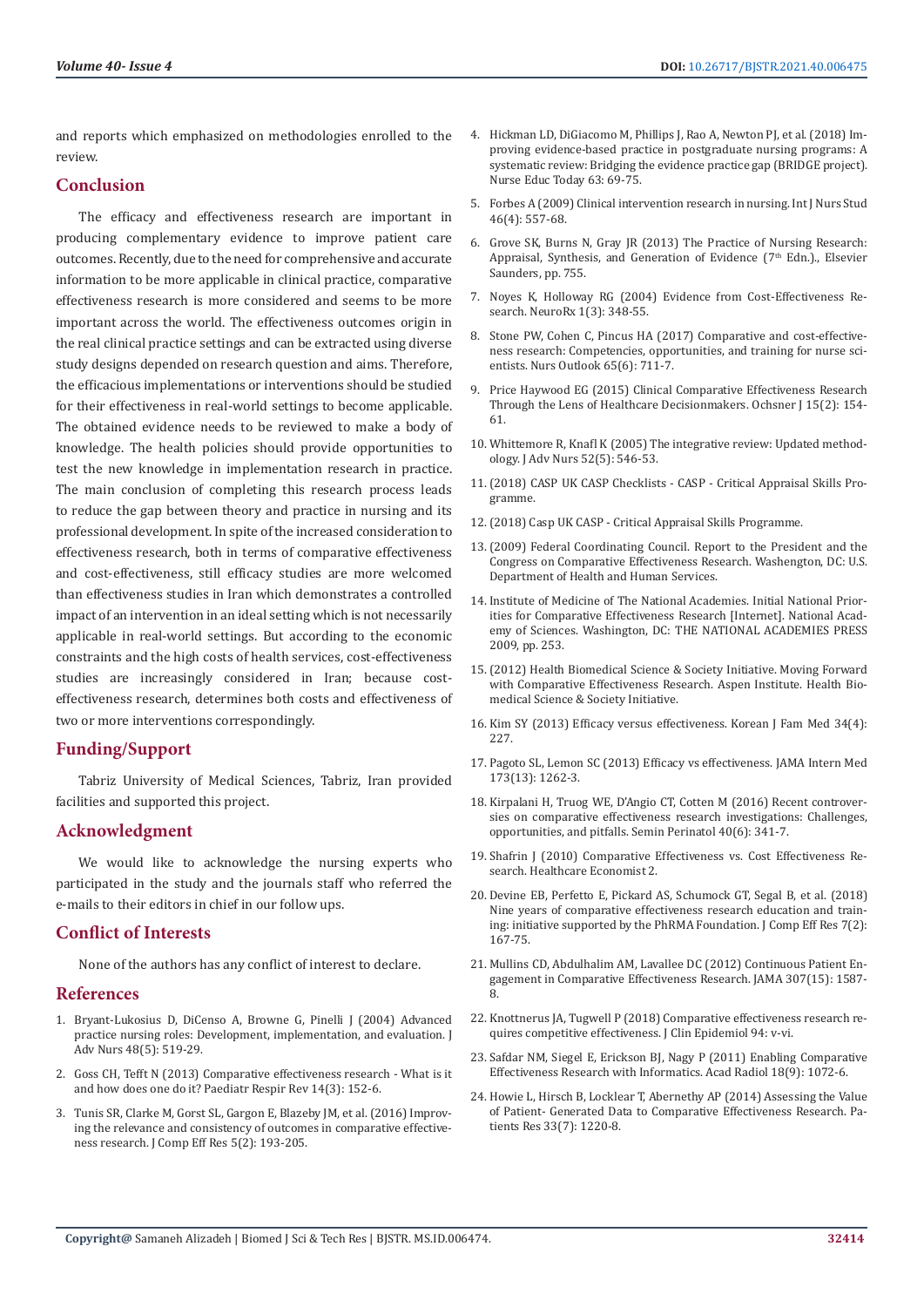and reports which emphasized on methodologies enrolled to the review.

## Conclusion

The efficacy and effectiveness research are important in producing complementary evidence to improve patient care outcomes. Recently, due to the need for comprehensive and accurate information to be more applicable in clinical practice, comparative effectiveness research is more considered and seems to be more important across the world. The effectiveness outcomes origin in the real clinical practice settings and can be extracted using diverse study designs depended on research question and aims. Therefore, the efficacious implementations or interventions should be studied for their effectiveness in real-world settings to become applicable. The obtained evidence needs to be reviewed to make a body of knowledge. The health policies should provide opportunities to test the new knowledge in implementation research in practice. The main conclusion of completing this research process leads to reduce the gap between theory and practice in nursing and its professional development. In spite of the increased consideration to effectiveness research, both in terms of comparative effectiveness and cost-effectiveness, still efficacy studies are more welcomed than effectiveness studies in Iran which demonstrates a controlled impact of an intervention in an ideal setting which is not necessarily applicable in real-world settings. But according to the economic constraints and the high costs of health services, cost-effectiveness studies are increasingly considered in Iran; because cost-effectiveness research, determines both costs and effectiveness of two or more interventions correspondingly.

## Funding/Support

Tabriz University of Medical Sciences, Tabriz, Iran provided facilities and supported this project.

## Acknowledgment

We would like to acknowledge the nursing experts who participated in the study and the journals staff who referred the e-mails to their editors in chief in our follow ups.

## Conflict of Interests

None of the authors has any conflict of interest to declare.

## References

1. Bryant-Lukosius D, DiCenso A, Browne G, Pinelli J (2004) Advanced practice nursing roles: Development, implementation, and evaluation. J Adv Nurs 48(5): 519-29.
2. Goss CH, Tefft N (2013) Comparative effectiveness research - What is it and how does one do it? Paediatr Respir Rev 14(3): 152-6.
3. Tunis SR, Clarke M, Gorst SL, Gargon E, Blazeby JM, et al. (2016) Improving the relevance and consistency of outcomes in comparative effectiveness research. J Comp Eff Res 5(2): 193-205.
4. Hickman LD, DiGiacomo M, Phillips J, Rao A, Newton PJ, et al. (2018) Improving evidence-based practice in postgraduate nursing programs: A systematic review: Bridging the evidence practice gap (BRIDGE project). Nurse Educ Today 63: 69-75.
5. Forbes A (2009) Clinical intervention research in nursing. Int J Nurs Stud 46(4): 557-68.
6. Grove SK, Burns N, Gray JR (2013) The Practice of Nursing Research: Appraisal, Synthesis, and Generation of Evidence (7th Edn.)., Elsevier Saunders, pp. 755.
7. Noyes K, Holloway RG (2004) Evidence from Cost-Effectiveness Research. NeuroRx 1(3): 348-55.
8. Stone PW, Cohen C, Pincus HA (2017) Comparative and cost-effectiveness research: Competencies, opportunities, and training for nurse scientists. Nurs Outlook 65(6): 711-7.
9. Price Haywood EG (2015) Clinical Comparative Effectiveness Research Through the Lens of Healthcare Decisionmakers. Ochsner J 15(2): 154-61.
10. Whittemore R, Knafl K (2005) The integrative review: Updated methodology. J Adv Nurs 52(5): 546-53.
11. (2018) CASP UK CASP Checklists - CASP - Critical Appraisal Skills Programme.
12. (2018) Casp UK CASP - Critical Appraisal Skills Programme.
13. (2009) Federal Coordinating Council. Report to the President and the Congress on Comparative Effectiveness Research. Washington, DC: U.S. Department of Health and Human Services.
14. Institute of Medicine of The National Academies. Initial National Priorities for Comparative Effectiveness Research [Internet]. National Academy of Sciences. Washington, DC: THE NATIONAL ACADEMIES PRESS 2009, pp. 253.
15. (2012) Health Biomedical Science & Society Initiative. Moving Forward with Comparative Effectiveness Research. Aspen Institute. Health Biomedical Science & Society Initiative.
16. Kim SY (2013) Efficacy versus effectiveness. Korean J Fam Med 34(4): 227.
17. Pagoto SL, Lemon SC (2013) Efficacy vs effectiveness. JAMA Intern Med 173(13): 1262-3.
18. Kirpalani H, Truog WE, D'Angio CT, Cotten M (2016) Recent controversies on comparative effectiveness research investigations: Challenges, opportunities, and pitfalls. Semin Perinatol 40(6): 341-7.
19. Shafrin J (2010) Comparative Effectiveness vs. Cost Effectiveness Research. Healthcare Economist 2.
20. Devine EB, Perfetto E, Pickard AS, Schumock GT, Segal B, et al. (2018) Nine years of comparative effectiveness research education and training: initiative supported by the PhRMA Foundation. J Comp Eff Res 7(2): 167-75.
21. Mullins CD, Abdulhalim AM, Lavallee DC (2012) Continuous Patient Engagement in Comparative Effectiveness Research. JAMA 307(15): 1587-8.
22. Knottnerus JA, Tugwell P (2018) Comparative effectiveness research requires competitive effectiveness. J Clin Epidemiol 94: v-vi.
23. Safdar NM, Siegel E, Erickson BJ, Nagy P (2011) Enabling Comparative Effectiveness Research with Informatics. Acad Radiol 18(9): 1072-6.
24. Howie L, Hirsch B, Locklear T, Abernethy AP (2014) Assessing the Value of Patient- Generated Data to Comparative Effectiveness Research. Patients Res 33(7): 1220-8.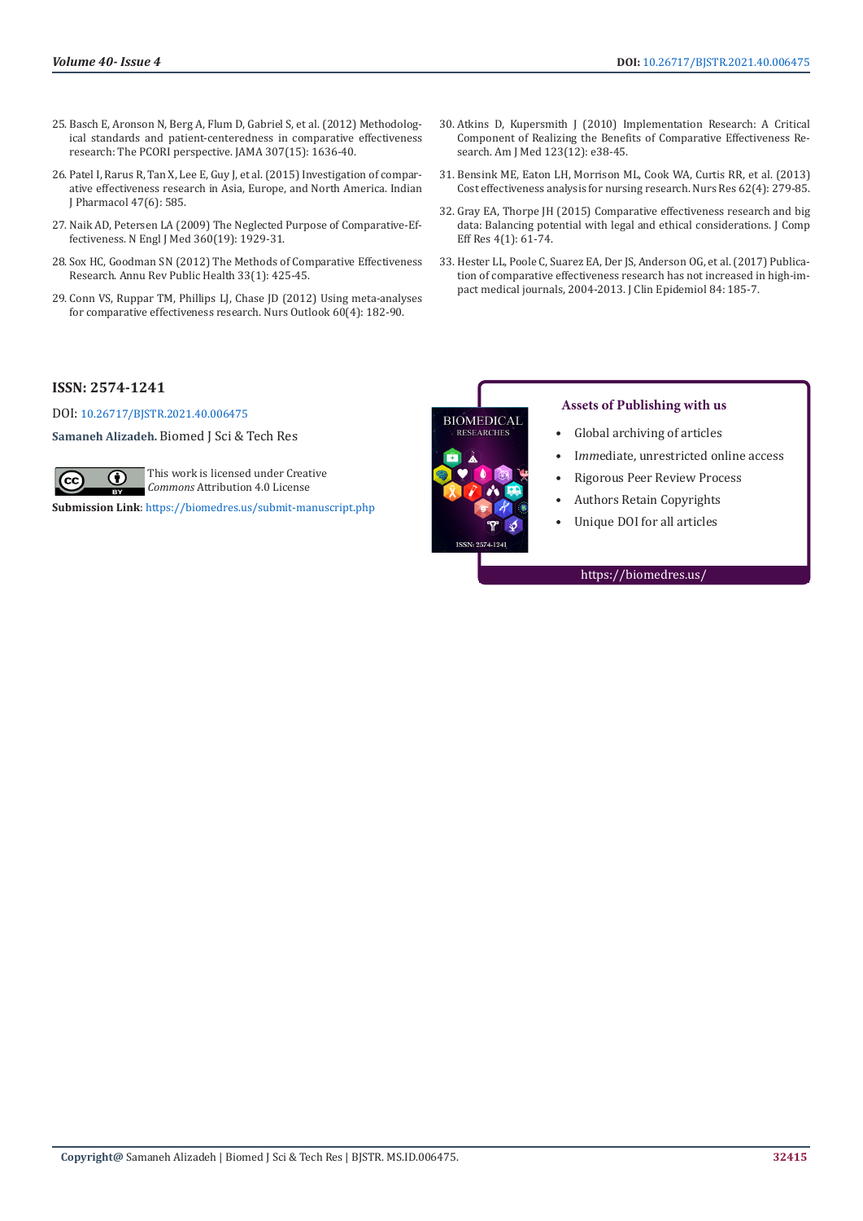25. Basch E, Aronson N, Berg A, Flum D, Gabriel S, et al. (2012) Methodological standards and patient-centeredness in comparative effectiveness research: The PCORI perspective. JAMA 307(15): 1636-40.
26. Patel I, Rarus R, Tan X, Lee E, Guy J, et al. (2015) Investigation of comparative effectiveness research in Asia, Europe, and North America. Indian J Pharmacol 47(6): 585.
27. Naik AD, Petersen LA (2009) The Neglected Purpose of Comparative-Effectiveness. N Engl J Med 360(19): 1929-31.
28. Sox HC, Goodman SN (2012) The Methods of Comparative Effectiveness Research. Annu Rev Public Health 33(1): 425-45.
29. Conn VS, Ruppar TM, Phillips LJ, Chase JD (2012) Using meta-analyses for comparative effectiveness research. Nurs Outlook 60(4): 182-90.
30. Atkins D, Kupersmith J (2010) Implementation Research: A Critical Component of Realizing the Benefits of Comparative Effectiveness Research. Am J Med 123(12): e38-45.
31. Bensink ME, Eaton LH, Morrison ML, Cook WA, Curtis RR, et al. (2013) Cost effectiveness analysis for nursing research. Nurs Res 62(4): 279-85.
32. Gray EA, Thorpe JH (2015) Comparative effectiveness research and big data: Balancing potential with legal and ethical considerations. J Comp Eff Res 4(1): 61-74.
33. Hester LL, Poole C, Suarez EA, Der JS, Anderson OG, et al. (2017) Publication of comparative effectiveness research has not increased in high-impact medical journals, 2004-2013. J Clin Epidemiol 84: 185-7.

**ISSN: 2574-1241**

DOI: 10.26717/BJSTR.2021.40.006475

**Samaneh Alizadeh.** Biomed J Sci & Tech Res

This work is licensed under Creative *Commons* Attribution 4.0 License

**Submission Link**: https://biomedres.us/submit-manuscript.php

**Assets of Publishing with us**

- Global archiving of articles
- Immediate, unrestricted online access
- Rigorous Peer Review Process
- Authors Retain Copyrights
- Unique DOI for all articles

https://biomedres.us/